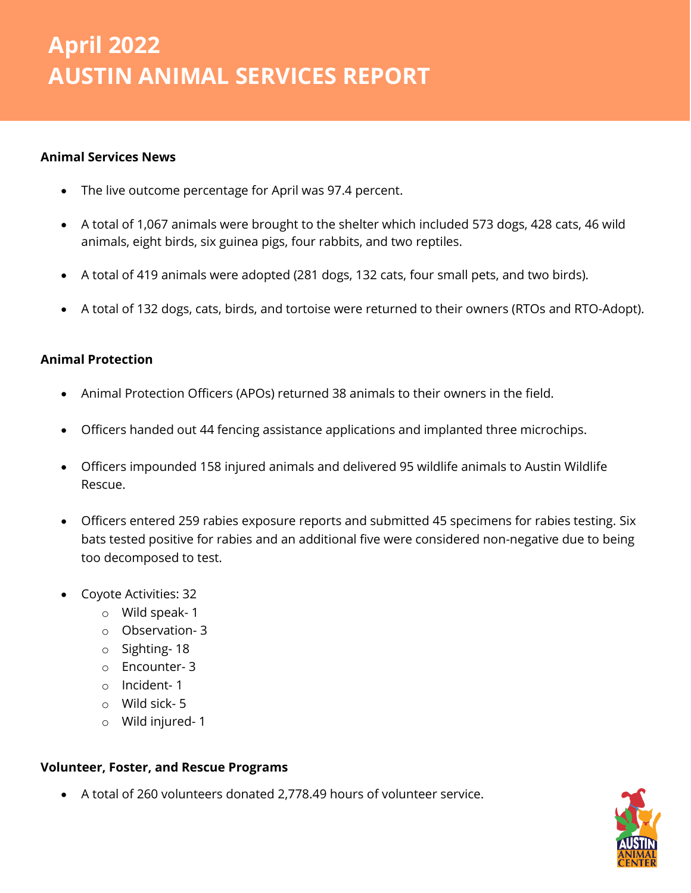# April 2022
# AUSTIN ANIMAL SERVICES REPORT

**Animal Services News**

- The live outcome percentage for April was 97.4 percent.
- A total of 1,067 animals were brought to the shelter which included 573 dogs, 428 cats, 46 wild animals, eight birds, six guinea pigs, four rabbits, and two reptiles.
- A total of 419 animals were adopted (281 dogs, 132 cats, four small pets, and two birds).
- A total of 132 dogs, cats, birds, and tortoise were returned to their owners (RTOs and RTO-Adopt).

**Animal Protection**

- Animal Protection Officers (APOs) returned 38 animals to their owners in the field.
- Officers handed out 44 fencing assistance applications and implanted three microchips.
- Officers impounded 158 injured animals and delivered 95 wildlife animals to Austin Wildlife Rescue.
- Officers entered 259 rabies exposure reports and submitted 45 specimens for rabies testing. Six bats tested positive for rabies and an additional five were considered non-negative due to being too decomposed to test.
- Coyote Activities: 32
    - Wild speak- 1
    - Observation- 3
    - Sighting- 18
    - Encounter- 3
    - Incident- 1
    - Wild sick- 5
    - Wild injured- 1

**Volunteer, Foster, and Rescue Programs**

- A total of 260 volunteers donated 2,778.49 hours of volunteer service.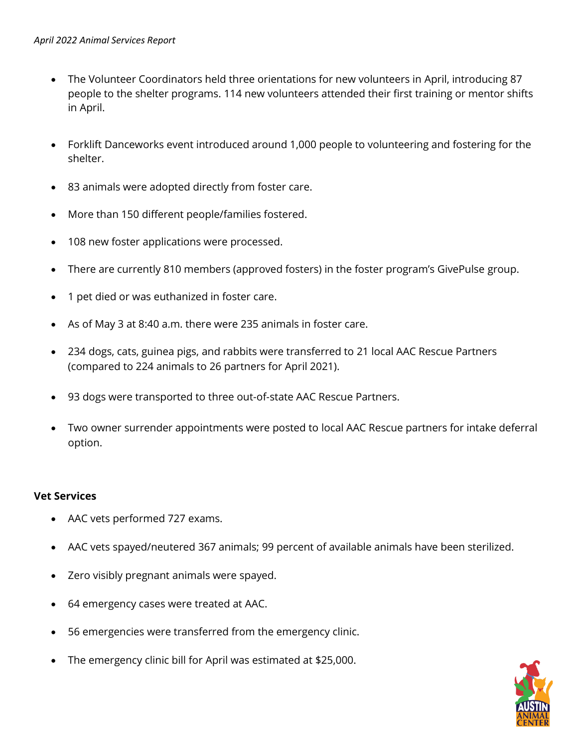- The Volunteer Coordinators held three orientations for new volunteers in April, introducing 87 people to the shelter programs. 114 new volunteers attended their first training or mentor shifts in April.
- Forklift Danceworks event introduced around 1,000 people to volunteering and fostering for the shelter.
- 83 animals were adopted directly from foster care.
- More than 150 different people/families fostered.
- 108 new foster applications were processed.
- There are currently 810 members (approved fosters) in the foster program's GivePulse group.
- 1 pet died or was euthanized in foster care.
- As of May 3 at 8:40 a.m. there were 235 animals in foster care.
- 234 dogs, cats, guinea pigs, and rabbits were transferred to 21 local AAC Rescue Partners (compared to 224 animals to 26 partners for April 2021).
- 93 dogs were transported to three out-of-state AAC Rescue Partners.
- Two owner surrender appointments were posted to local AAC Rescue partners for intake deferral option.

**Vet Services**

- AAC vets performed 727 exams.
- AAC vets spayed/neutered 367 animals; 99 percent of available animals have been sterilized.
- Zero visibly pregnant animals were spayed.
- 64 emergency cases were treated at AAC.
- 56 emergencies were transferred from the emergency clinic.
- The emergency clinic bill for April was estimated at $25,000.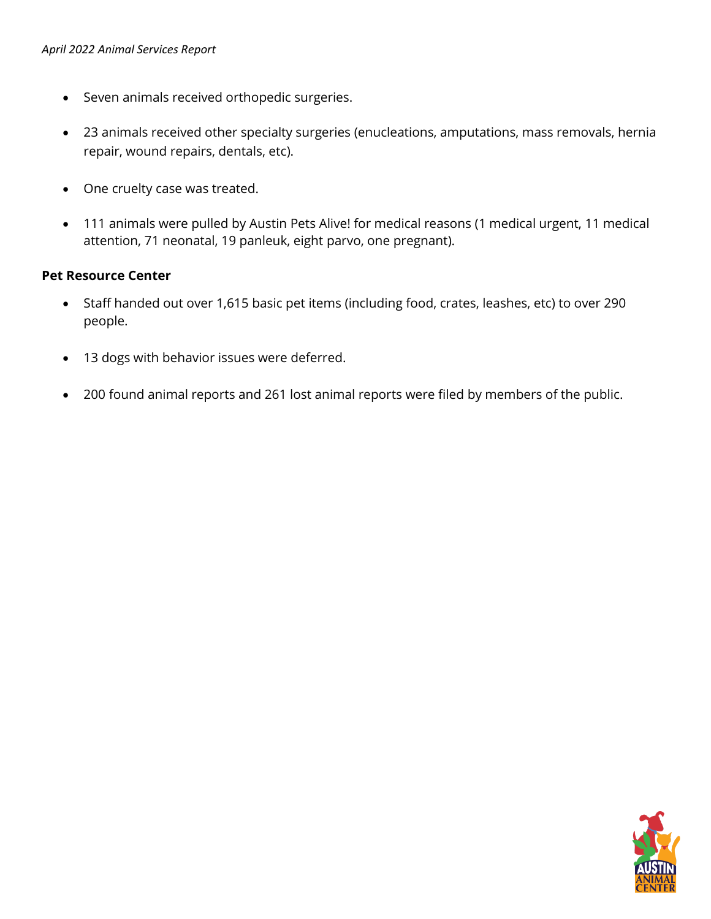- Seven animals received orthopedic surgeries.
- 23 animals received other specialty surgeries (enucleations, amputations, mass removals, hernia repair, wound repairs, dentals, etc).
- One cruelty case was treated.
- 111 animals were pulled by Austin Pets Alive! for medical reasons (1 medical urgent, 11 medical attention, 71 neonatal, 19 panleuk, eight parvo, one pregnant).

**Pet Resource Center**

- Staff handed out over 1,615 basic pet items (including food, crates, leashes, etc) to over 290 people.
- 13 dogs with behavior issues were deferred.
- 200 found animal reports and 261 lost animal reports were filed by members of the public.